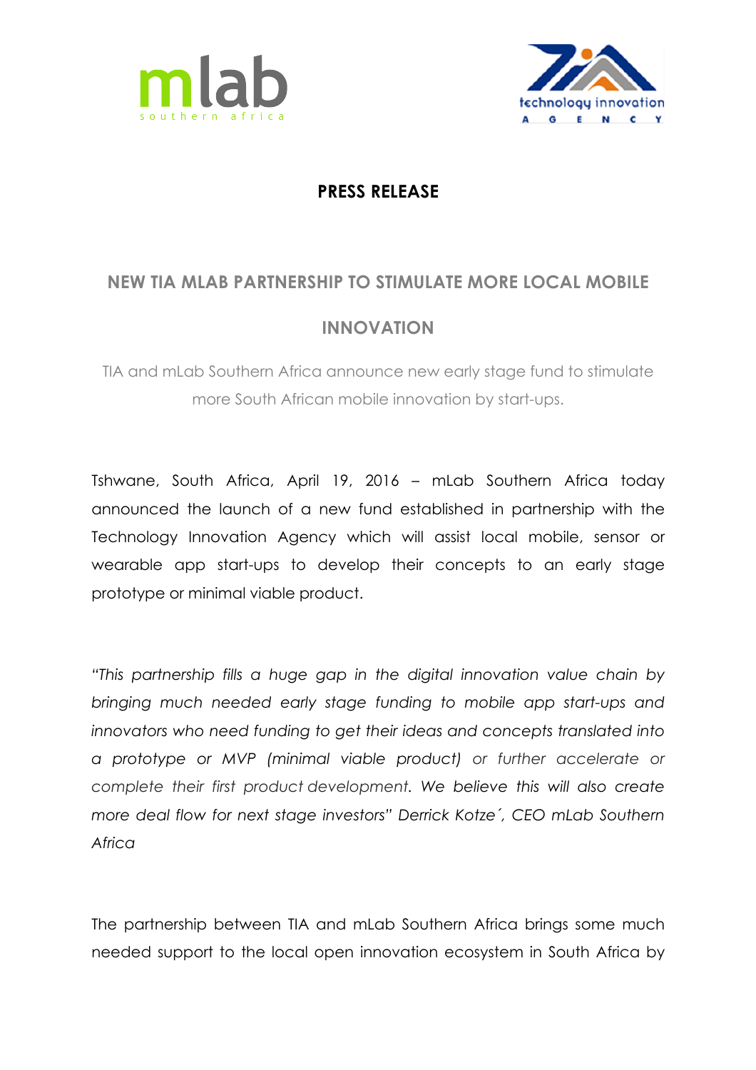# PRESS RELEASE

## NEW TIA MLAB PARTNERSHIP TO STIMULATE MORE LOCAL MOBILE INNOVATION

TIA and mLab Southern Africa announce new early stage fund to stimulate more South African mobile innovation by start-ups.

Tshwane, South Africa, April 19, 2016 – mLab Southern Africa today announced the launch of a new fund established in partnership with the Technology Innovation Agency which will assist local mobile, sensor or wearable app start-ups to develop their concepts to an early stage prototype or minimal viable product.

*"This partnership fills a huge gap in the digital innovation value chain by bringing much needed early stage funding to mobile app start-ups and innovators who need funding to get their ideas and concepts translated into a prototype or MVP (minimal viable product) or further accelerate or complete their first product development. We believe this will also create more deal flow for next stage investors" Derrick Kotze´, CEO mLab Southern Africa*

The partnership between TIA and mLab Southern Africa brings some much needed support to the local open innovation ecosystem in South Africa by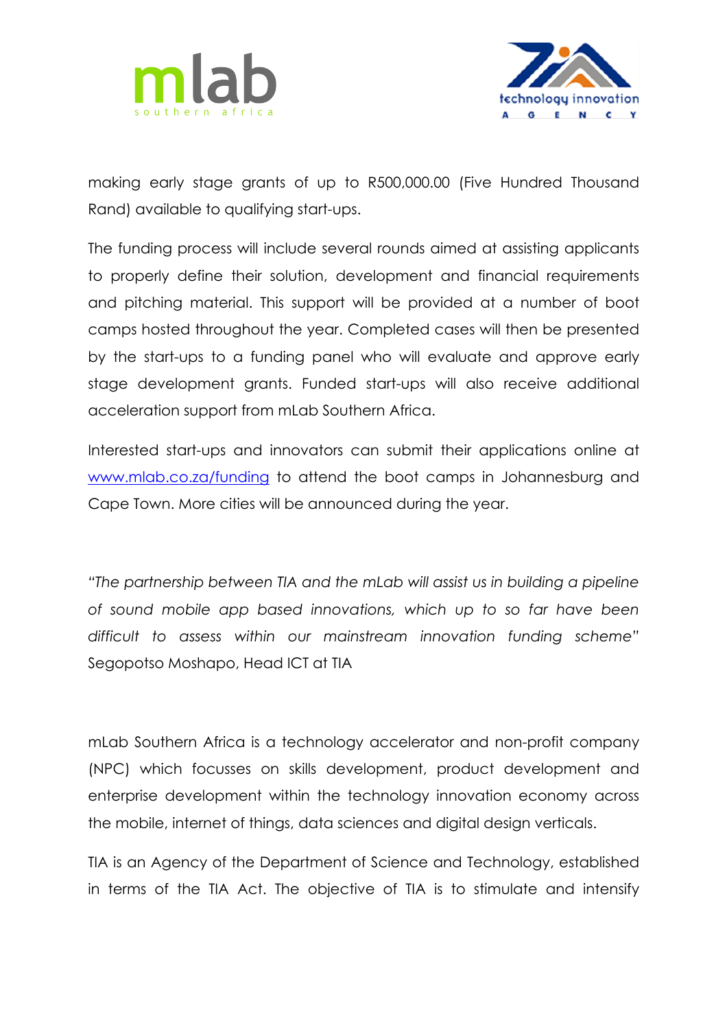making early stage grants of up to R500,000.00 (Five Hundred Thousand Rand) available to qualifying start-ups.

The funding process will include several rounds aimed at assisting applicants to properly define their solution, development and financial requirements and pitching material. This support will be provided at a number of boot camps hosted throughout the year. Completed cases will then be presented by the start-ups to a funding panel who will evaluate and approve early stage development grants. Funded start-ups will also receive additional acceleration support from mLab Southern Africa.

Interested start-ups and innovators can submit their applications online at [www.mlab.co.za/funding](http://www.mlab.co.za/funding) to attend the boot camps in Johannesburg and Cape Town. More cities will be announced during the year.

*"The partnership between TIA and the mLab will assist us in building a pipeline of sound mobile app based innovations, which up to so far have been difficult to assess within our mainstream innovation funding scheme"* Segopotso Moshapo, Head ICT at TIA

mLab Southern Africa is a technology accelerator and non-profit company (NPC) which focusses on skills development, product development and enterprise development within the technology innovation economy across the mobile, internet of things, data sciences and digital design verticals.

TIA is an Agency of the Department of Science and Technology, established in terms of the TIA Act. The objective of TIA is to stimulate and intensify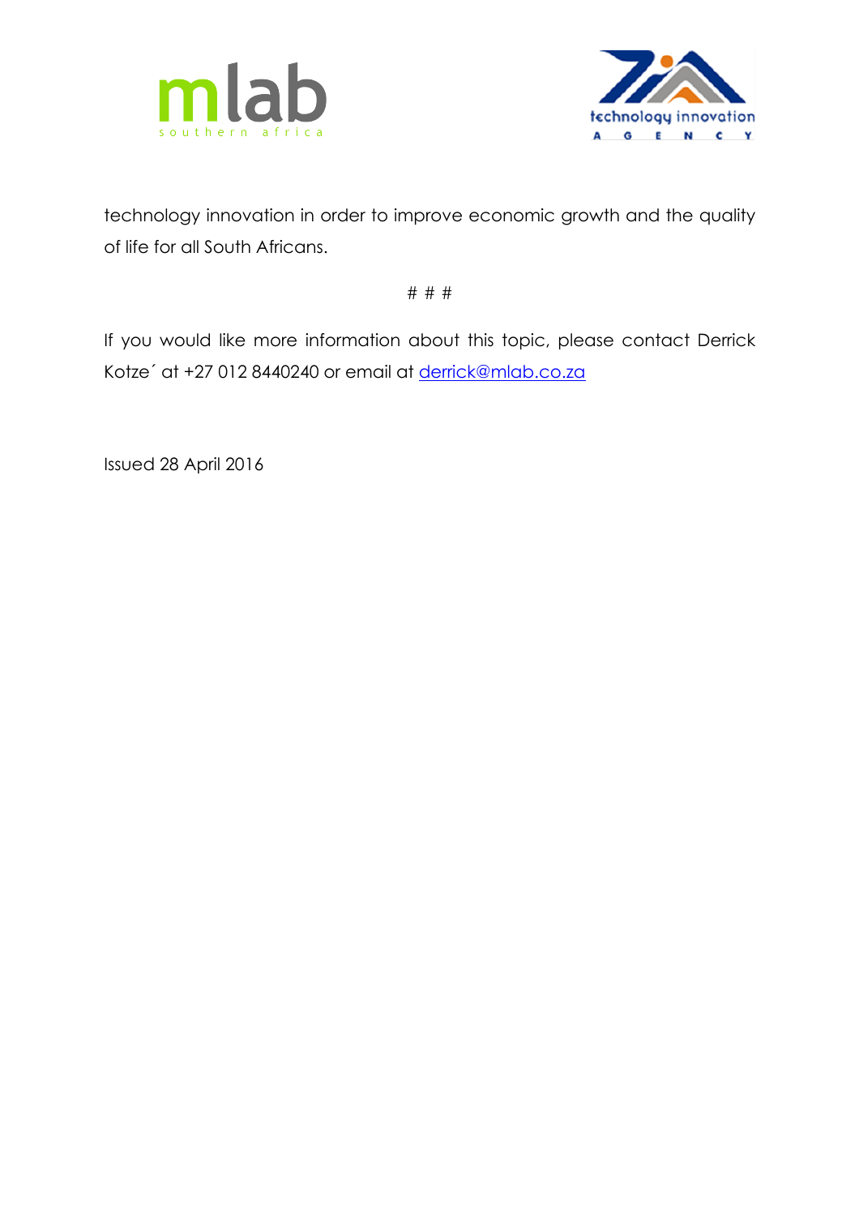technology innovation in order to improve economic growth and the quality of life for all South Africans.

# # #

If you would like more information about this topic, please contact Derrick Kotze´ at +27 012 8440240 or email at derrick@mlab.co.za

Issued 28 April 2016